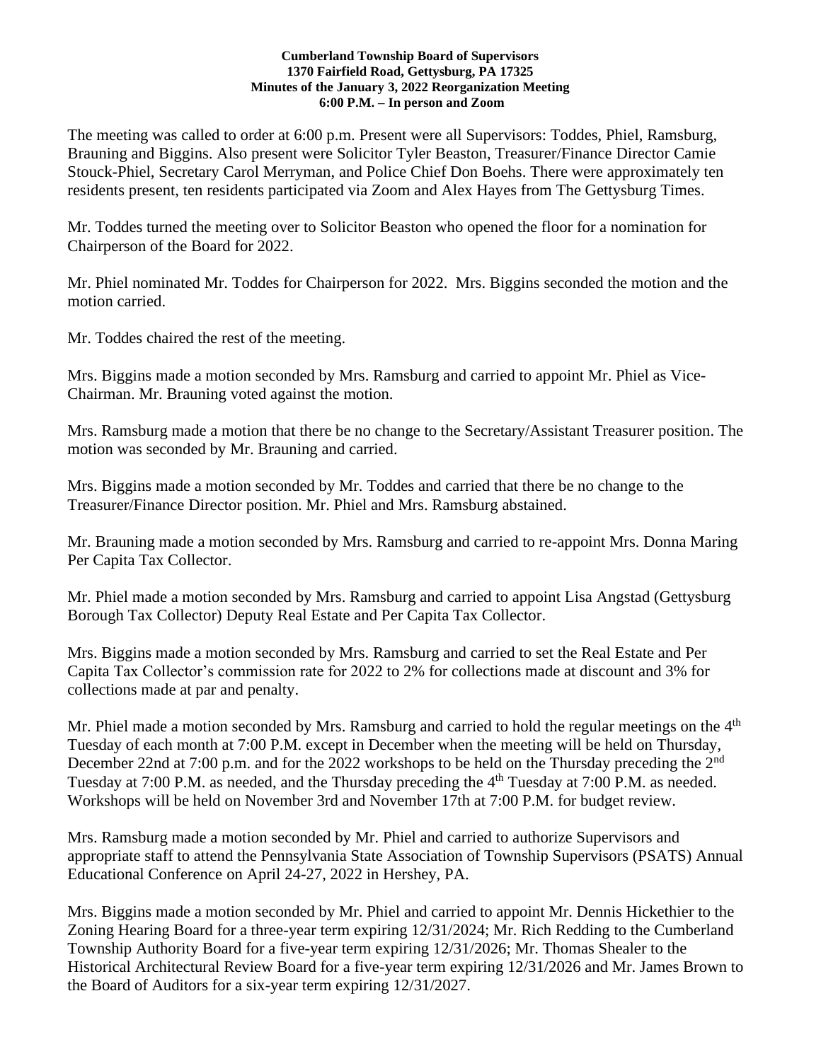**Cumberland Township Board of Supervisors**
**1370 Fairfield Road, Gettysburg, PA 17325**
**Minutes of the January 3, 2022 Reorganization Meeting**
**6:00 P.M. – In person and Zoom**

The meeting was called to order at 6:00 p.m. Present were all Supervisors: Toddes, Phiel, Ramsburg, Brauning and Biggins. Also present were Solicitor Tyler Beaston, Treasurer/Finance Director Camie Stouck-Phiel, Secretary Carol Merryman, and Police Chief Don Boehs. There were approximately ten residents present, ten residents participated via Zoom and Alex Hayes from The Gettysburg Times.

Mr. Toddes turned the meeting over to Solicitor Beaston who opened the floor for a nomination for Chairperson of the Board for 2022.

Mr. Phiel nominated Mr. Toddes for Chairperson for 2022. Mrs. Biggins seconded the motion and the motion carried.

Mr. Toddes chaired the rest of the meeting.

Mrs. Biggins made a motion seconded by Mrs. Ramsburg and carried to appoint Mr. Phiel as Vice-Chairman. Mr. Brauning voted against the motion.

Mrs. Ramsburg made a motion that there be no change to the Secretary/Assistant Treasurer position. The motion was seconded by Mr. Brauning and carried.

Mrs. Biggins made a motion seconded by Mr. Toddes and carried that there be no change to the Treasurer/Finance Director position. Mr. Phiel and Mrs. Ramsburg abstained.

Mr. Brauning made a motion seconded by Mrs. Ramsburg and carried to re-appoint Mrs. Donna Maring Per Capita Tax Collector.

Mr. Phiel made a motion seconded by Mrs. Ramsburg and carried to appoint Lisa Angstad (Gettysburg Borough Tax Collector) Deputy Real Estate and Per Capita Tax Collector.

Mrs. Biggins made a motion seconded by Mrs. Ramsburg and carried to set the Real Estate and Per Capita Tax Collector's commission rate for 2022 to 2% for collections made at discount and 3% for collections made at par and penalty.

Mr. Phiel made a motion seconded by Mrs. Ramsburg and carried to hold the regular meetings on the 4th Tuesday of each month at 7:00 P.M. except in December when the meeting will be held on Thursday, December 22nd at 7:00 p.m. and for the 2022 workshops to be held on the Thursday preceding the 2nd Tuesday at 7:00 P.M. as needed, and the Thursday preceding the 4th Tuesday at 7:00 P.M. as needed. Workshops will be held on November 3rd and November 17th at 7:00 P.M. for budget review.

Mrs. Ramsburg made a motion seconded by Mr. Phiel and carried to authorize Supervisors and appropriate staff to attend the Pennsylvania State Association of Township Supervisors (PSATS) Annual Educational Conference on April 24-27, 2022 in Hershey, PA.

Mrs. Biggins made a motion seconded by Mr. Phiel and carried to appoint Mr. Dennis Hickethier to the Zoning Hearing Board for a three-year term expiring 12/31/2024; Mr. Rich Redding to the Cumberland Township Authority Board for a five-year term expiring 12/31/2026; Mr. Thomas Shealer to the Historical Architectural Review Board for a five-year term expiring 12/31/2026 and Mr. James Brown to the Board of Auditors for a six-year term expiring 12/31/2027.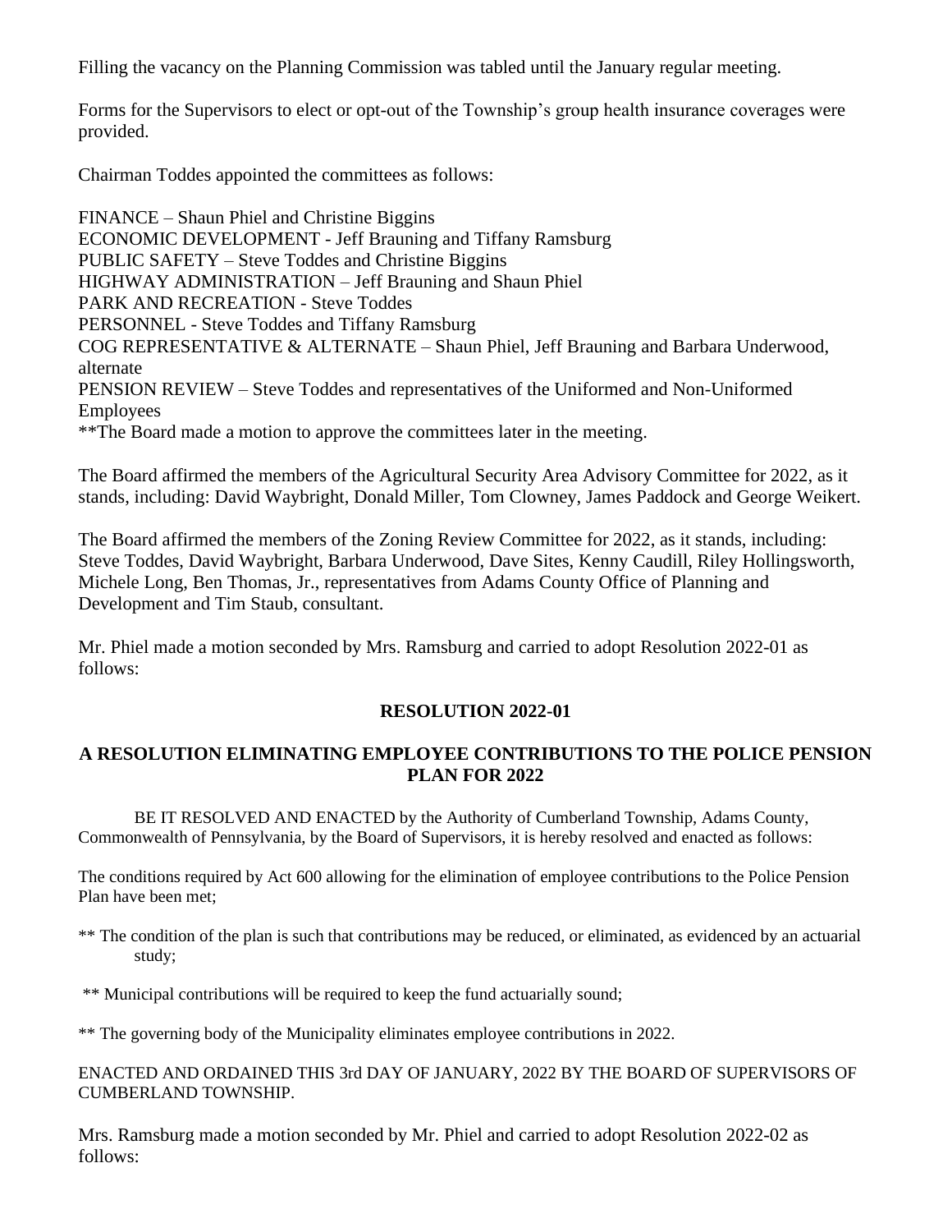Filling the vacancy on the Planning Commission was tabled until the January regular meeting.

Forms for the Supervisors to elect or opt-out of the Township's group health insurance coverages were provided.

Chairman Toddes appointed the committees as follows:

FINANCE – Shaun Phiel and Christine Biggins
ECONOMIC DEVELOPMENT - Jeff Brauning and Tiffany Ramsburg
PUBLIC SAFETY – Steve Toddes and Christine Biggins
HIGHWAY ADMINISTRATION – Jeff Brauning and Shaun Phiel
PARK AND RECREATION - Steve Toddes
PERSONNEL - Steve Toddes and Tiffany Ramsburg
COG REPRESENTATIVE & ALTERNATE – Shaun Phiel, Jeff Brauning and Barbara Underwood, alternate
PENSION REVIEW – Steve Toddes and representatives of the Uniformed and Non-Uniformed Employees
**The Board made a motion to approve the committees later in the meeting.

The Board affirmed the members of the Agricultural Security Area Advisory Committee for 2022, as it stands, including: David Waybright, Donald Miller, Tom Clowney, James Paddock and George Weikert.

The Board affirmed the members of the Zoning Review Committee for 2022, as it stands, including: Steve Toddes, David Waybright, Barbara Underwood, Dave Sites, Kenny Caudill, Riley Hollingsworth, Michele Long, Ben Thomas, Jr., representatives from Adams County Office of Planning and Development and Tim Staub, consultant.

Mr. Phiel made a motion seconded by Mrs. Ramsburg and carried to adopt Resolution 2022-01 as follows:

**RESOLUTION 2022-01**

**A RESOLUTION ELIMINATING EMPLOYEE CONTRIBUTIONS TO THE POLICE PENSION PLAN FOR 2022**

BE IT RESOLVED AND ENACTED by the Authority of Cumberland Township, Adams County, Commonwealth of Pennsylvania, by the Board of Supervisors, it is hereby resolved and enacted as follows:

The conditions required by Act 600 allowing for the elimination of employee contributions to the Police Pension Plan have been met;

** The condition of the plan is such that contributions may be reduced, or eliminated, as evidenced by an actuarial study;

** Municipal contributions will be required to keep the fund actuarially sound;

** The governing body of the Municipality eliminates employee contributions in 2022.

ENACTED AND ORDAINED THIS 3rd DAY OF JANUARY, 2022 BY THE BOARD OF SUPERVISORS OF CUMBERLAND TOWNSHIP.

Mrs. Ramsburg made a motion seconded by Mr. Phiel and carried to adopt Resolution 2022-02 as follows: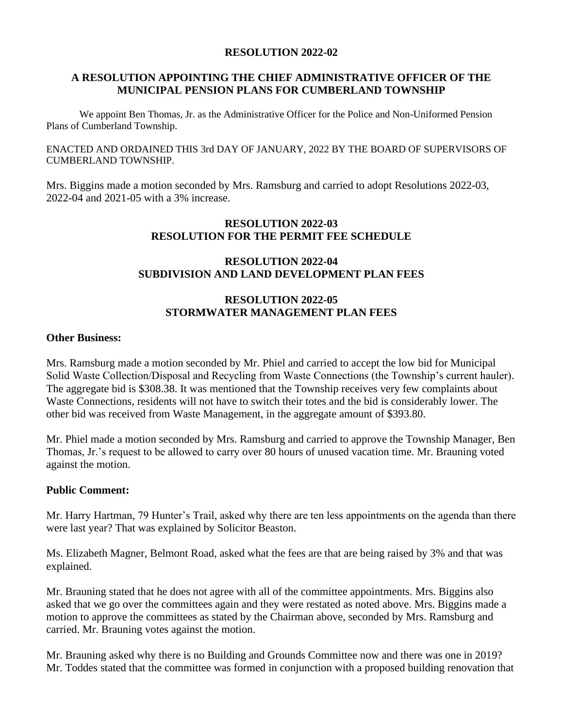**RESOLUTION 2022-02**

**A RESOLUTION APPOINTING THE CHIEF ADMINISTRATIVE OFFICER OF THE MUNICIPAL PENSION PLANS FOR CUMBERLAND TOWNSHIP**

We appoint Ben Thomas, Jr. as the Administrative Officer for the Police and Non-Uniformed Pension Plans of Cumberland Township.

ENACTED AND ORDAINED THIS 3rd DAY OF JANUARY, 2022 BY THE BOARD OF SUPERVISORS OF CUMBERLAND TOWNSHIP.

Mrs. Biggins made a motion seconded by Mrs. Ramsburg and carried to adopt Resolutions 2022-03, 2022-04 and 2021-05 with a 3% increase.

**RESOLUTION 2022-03**
**RESOLUTION FOR THE PERMIT FEE SCHEDULE**

**RESOLUTION 2022-04**
**SUBDIVISION AND LAND DEVELOPMENT PLAN FEES**

**RESOLUTION 2022-05**
**STORMWATER MANAGEMENT PLAN FEES**

**Other Business:**

Mrs. Ramsburg made a motion seconded by Mr. Phiel and carried to accept the low bid for Municipal Solid Waste Collection/Disposal and Recycling from Waste Connections (the Township's current hauler). The aggregate bid is $308.38. It was mentioned that the Township receives very few complaints about Waste Connections, residents will not have to switch their totes and the bid is considerably lower. The other bid was received from Waste Management, in the aggregate amount of $393.80.

Mr. Phiel made a motion seconded by Mrs. Ramsburg and carried to approve the Township Manager, Ben Thomas, Jr.'s request to be allowed to carry over 80 hours of unused vacation time. Mr. Brauning voted against the motion.

**Public Comment:**

Mr. Harry Hartman, 79 Hunter's Trail, asked why there are ten less appointments on the agenda than there were last year? That was explained by Solicitor Beaston.

Ms. Elizabeth Magner, Belmont Road, asked what the fees are that are being raised by 3% and that was explained.

Mr. Brauning stated that he does not agree with all of the committee appointments. Mrs. Biggins also asked that we go over the committees again and they were restated as noted above. Mrs. Biggins made a motion to approve the committees as stated by the Chairman above, seconded by Mrs. Ramsburg and carried. Mr. Brauning votes against the motion.

Mr. Brauning asked why there is no Building and Grounds Committee now and there was one in 2019? Mr. Toddes stated that the committee was formed in conjunction with a proposed building renovation that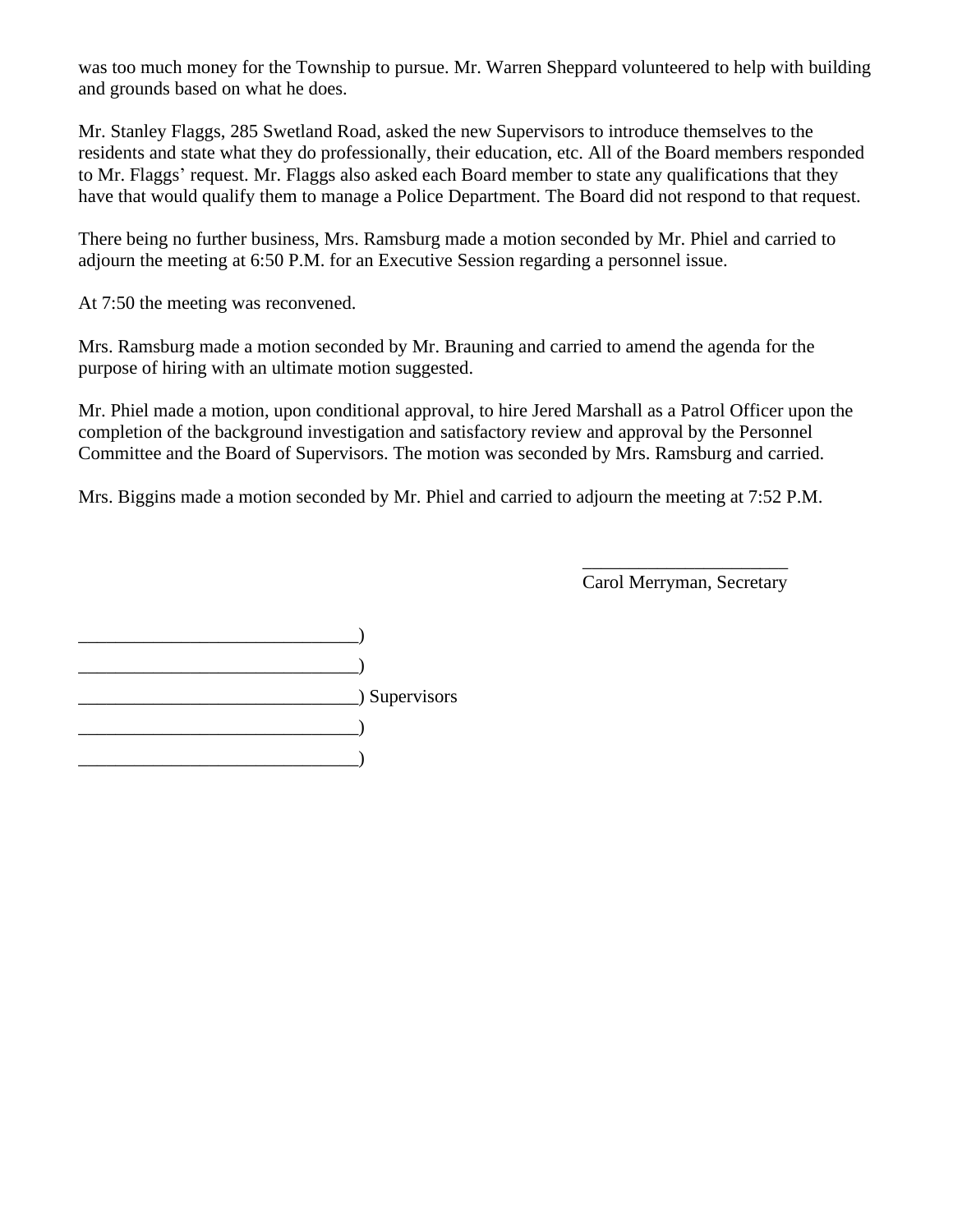was too much money for the Township to pursue. Mr. Warren Sheppard volunteered to help with building and grounds based on what he does.

Mr. Stanley Flaggs, 285 Swetland Road, asked the new Supervisors to introduce themselves to the residents and state what they do professionally, their education, etc. All of the Board members responded to Mr. Flaggs' request. Mr. Flaggs also asked each Board member to state any qualifications that they have that would qualify them to manage a Police Department. The Board did not respond to that request.

There being no further business, Mrs. Ramsburg made a motion seconded by Mr. Phiel and carried to adjourn the meeting at 6:50 P.M. for an Executive Session regarding a personnel issue.

At 7:50 the meeting was reconvened.

Mrs. Ramsburg made a motion seconded by Mr. Brauning and carried to amend the agenda for the purpose of hiring with an ultimate motion suggested.

Mr. Phiel made a motion, upon conditional approval, to hire Jered Marshall as a Patrol Officer upon the completion of the background investigation and satisfactory review and approval by the Personnel Committee and the Board of Supervisors. The motion was seconded by Mrs. Ramsburg and carried.

Mrs. Biggins made a motion seconded by Mr. Phiel and carried to adjourn the meeting at 7:52 P.M.

______________________
Carol Merryman, Secretary

______________________________)
______________________________)
______________________________) Supervisors
______________________________)
______________________________)